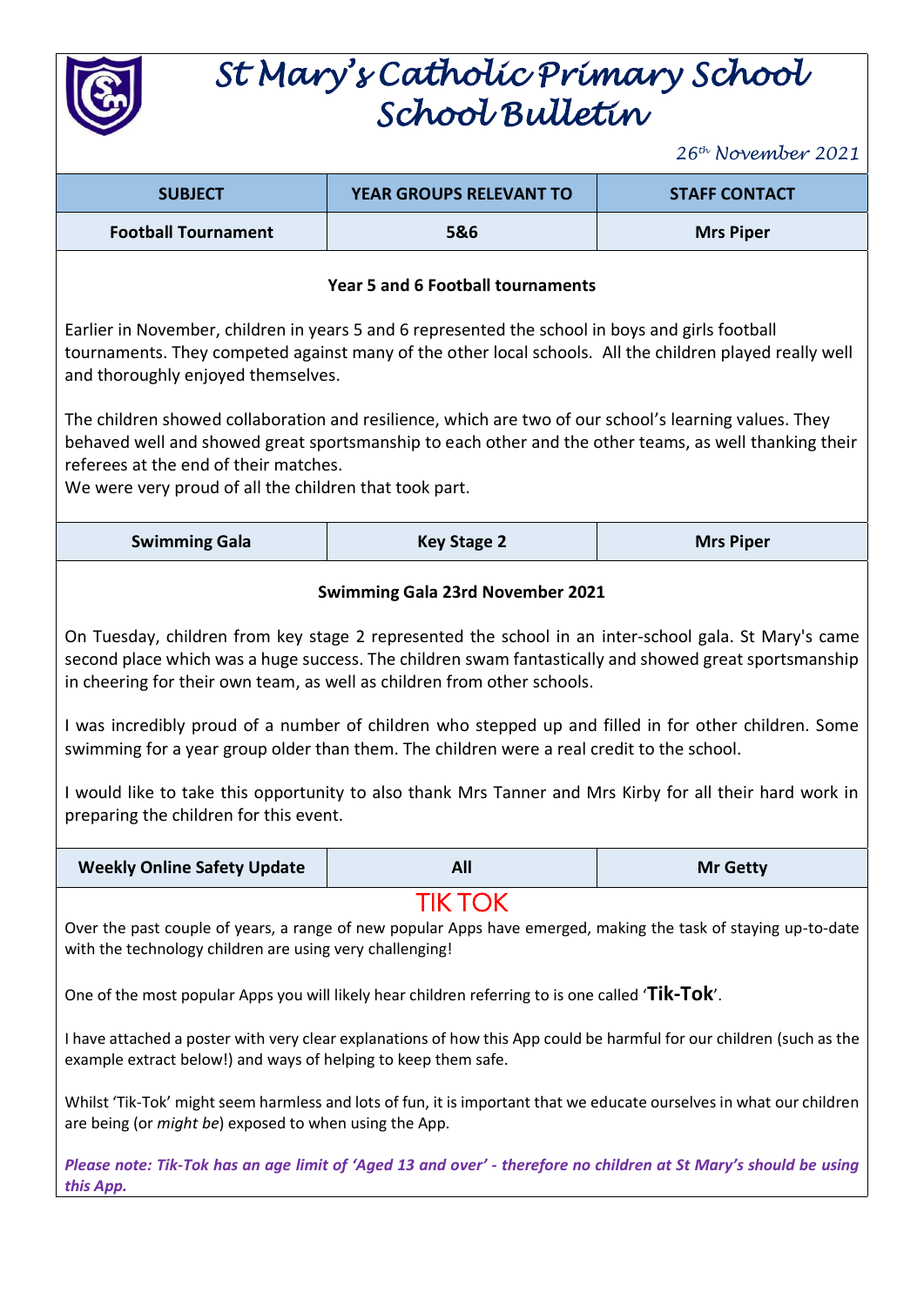# St Mary's Catholic Primary School
# School Bulletin

*26th November 2021*

| SUBJECT | YEAR GROUPS RELEVANT TO | STAFF CONTACT |
|---|---|---|
| Football Tournament | 5&6 | Mrs Piper |

**Year 5 and 6 Football tournaments**

Earlier in November, children in years 5 and 6 represented the school in boys and girls football tournaments. They competed against many of the other local schools. All the children played really well and thoroughly enjoyed themselves.

The children showed collaboration and resilience, which are two of our school's learning values. They behaved well and showed great sportsmanship to each other and the other teams, as well thanking their referees at the end of their matches.
We were very proud of all the children that took part.

| Swimming Gala | Key Stage 2 | Mrs Piper |
|---|---|---|

**Swimming Gala 23rd November 2021**

On Tuesday, children from key stage 2 represented the school in an inter-school gala. St Mary's came second place which was a huge success. The children swam fantastically and showed great sportsmanship in cheering for their own team, as well as children from other schools.

I was incredibly proud of a number of children who stepped up and filled in for other children. Some swimming for a year group older than them. The children were a real credit to the school.

I would like to take this opportunity to also thank Mrs Tanner and Mrs Kirby for all their hard work in preparing the children for this event.

| Weekly Online Safety Update | All | Mr Getty |
|---|---|---|

## TIK TOK

Over the past couple of years, a range of new popular Apps have emerged, making the task of staying up-to-date with the technology children are using very challenging!

One of the most popular Apps you will likely hear children referring to is one called '**Tik-Tok**'.

I have attached a poster with very clear explanations of how this App could be harmful for our children (such as the example extract below!) and ways of helping to keep them safe.

Whilst 'Tik-Tok' might seem harmless and lots of fun, it is important that we educate ourselves in what our children are being (or *might be*) exposed to when using the App.

***Please note: Tik-Tok has an age limit of 'Aged 13 and over' - therefore no children at St Mary's should be using this App.***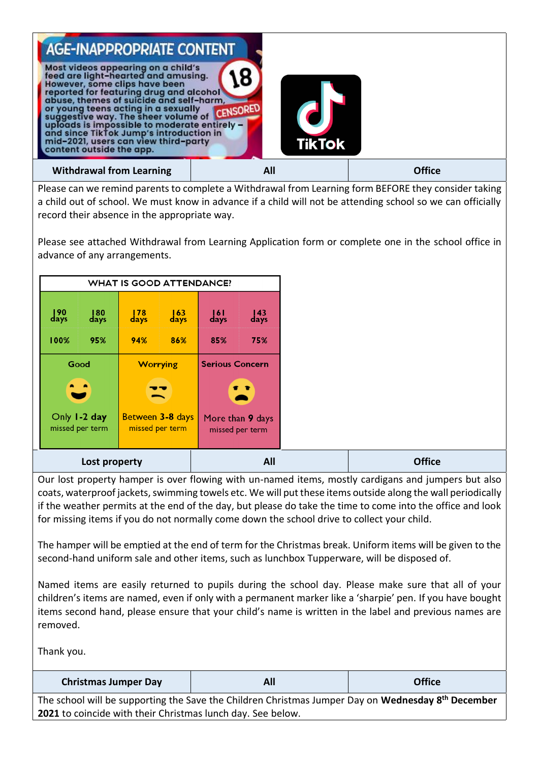## AGE-INAPPROPRIATE CONTENT

Most videos appearing on a child's feed are light-hearted and amusing. However, some clips have been reported for featuring drug and alcohol abuse, themes of suicide and self-harm, or young teens acting in a sexually suggestive way. The sheer volume of uploads is impossible to moderate entirely – and since TikTok Jump's introduction in mid-2021, users can view third-party content outside the app.

| Withdrawal from Learning | All | Office |
|---|---|---|

Please can we remind parents to complete a Withdrawal from Learning form BEFORE they consider taking a child out of school. We must know in advance if a child will not be attending school so we can officially record their absence in the appropriate way.

Please see attached Withdrawal from Learning Application form or complete one in the school office in advance of any arrangements.

**WHAT IS GOOD ATTENDANCE?**

| 190 days | 180 days | 178 days | 163 days | 161 days | 143 days |
|---|---|---|---|---|---|
| 100% | 95% | 94% | 86% | 85% | 75% |
| Good | | Worrying | | Serious Concern | |
| Only 1-2 day missed per term | | Between 3-8 days missed per term | | More than 9 days missed per term | |

| Lost property | All | Office |
|---|---|---|

Our lost property hamper is over flowing with un-named items, mostly cardigans and jumpers but also coats, waterproof jackets, swimming towels etc. We will put these items outside along the wall periodically if the weather permits at the end of the day, but please do take the time to come into the office and look for missing items if you do not normally come down the school drive to collect your child.

The hamper will be emptied at the end of term for the Christmas break. Uniform items will be given to the second-hand uniform sale and other items, such as lunchbox Tupperware, will be disposed of.

Named items are easily returned to pupils during the school day. Please make sure that all of your children's items are named, even if only with a permanent marker like a 'sharpie' pen. If you have bought items second hand, please ensure that your child's name is written in the label and previous names are removed.

Thank you.

| Christmas Jumper Day | All | Office |
|---|---|---|

The school will be supporting the Save the Children Christmas Jumper Day on **Wednesday 8th December 2021** to coincide with their Christmas lunch day. See below.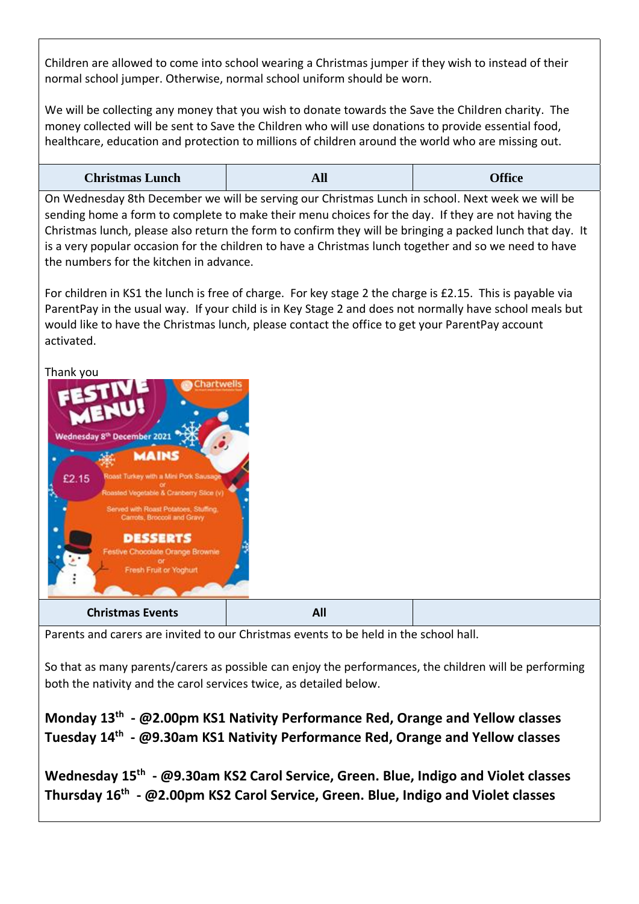Children are allowed to come into school wearing a Christmas jumper if they wish to instead of their normal school jumper. Otherwise, normal school uniform should be worn.

We will be collecting any money that you wish to donate towards the Save the Children charity. The money collected will be sent to Save the Children who will use donations to provide essential food, healthcare, education and protection to millions of children around the world who are missing out.

| Christmas Lunch | All | Office |
|---|---|---|

On Wednesday 8th December we will be serving our Christmas Lunch in school. Next week we will be sending home a form to complete to make their menu choices for the day. If they are not having the Christmas lunch, please also return the form to confirm they will be bringing a packed lunch that day. It is a very popular occasion for the children to have a Christmas lunch together and so we need to have the numbers for the kitchen in advance.

For children in KS1 the lunch is free of charge. For key stage 2 the charge is £2.15. This is payable via ParentPay in the usual way. If your child is in Key Stage 2 and does not normally have school meals but would like to have the Christmas lunch, please contact the office to get your ParentPay account activated.

Thank you

**FESTIVE MENU!**

Chartwells

Wednesday 8th December 2021

**MAINS**

£2.15

Roast Turkey with a Mini Pork Sausage
or
Roasted Vegetable & Cranberry Slice (v)

Served with Roast Potatoes, Stuffing, Carrots, Broccoli and Gravy

**DESSERTS**

Festive Chocolate Orange Brownie
or
Fresh Fruit or Yoghurt

| Christmas Events | All | |
|---|---|---|

Parents and carers are invited to our Christmas events to be held in the school hall.

So that as many parents/carers as possible can enjoy the performances, the children will be performing both the nativity and the carol services twice, as detailed below.

**Monday 13th - @2.00pm KS1 Nativity Performance Red, Orange and Yellow classes**
**Tuesday 14th - @9.30am KS1 Nativity Performance Red, Orange and Yellow classes**

**Wednesday 15th - @9.30am KS2 Carol Service, Green. Blue, Indigo and Violet classes**
**Thursday 16th - @2.00pm KS2 Carol Service, Green. Blue, Indigo and Violet classes**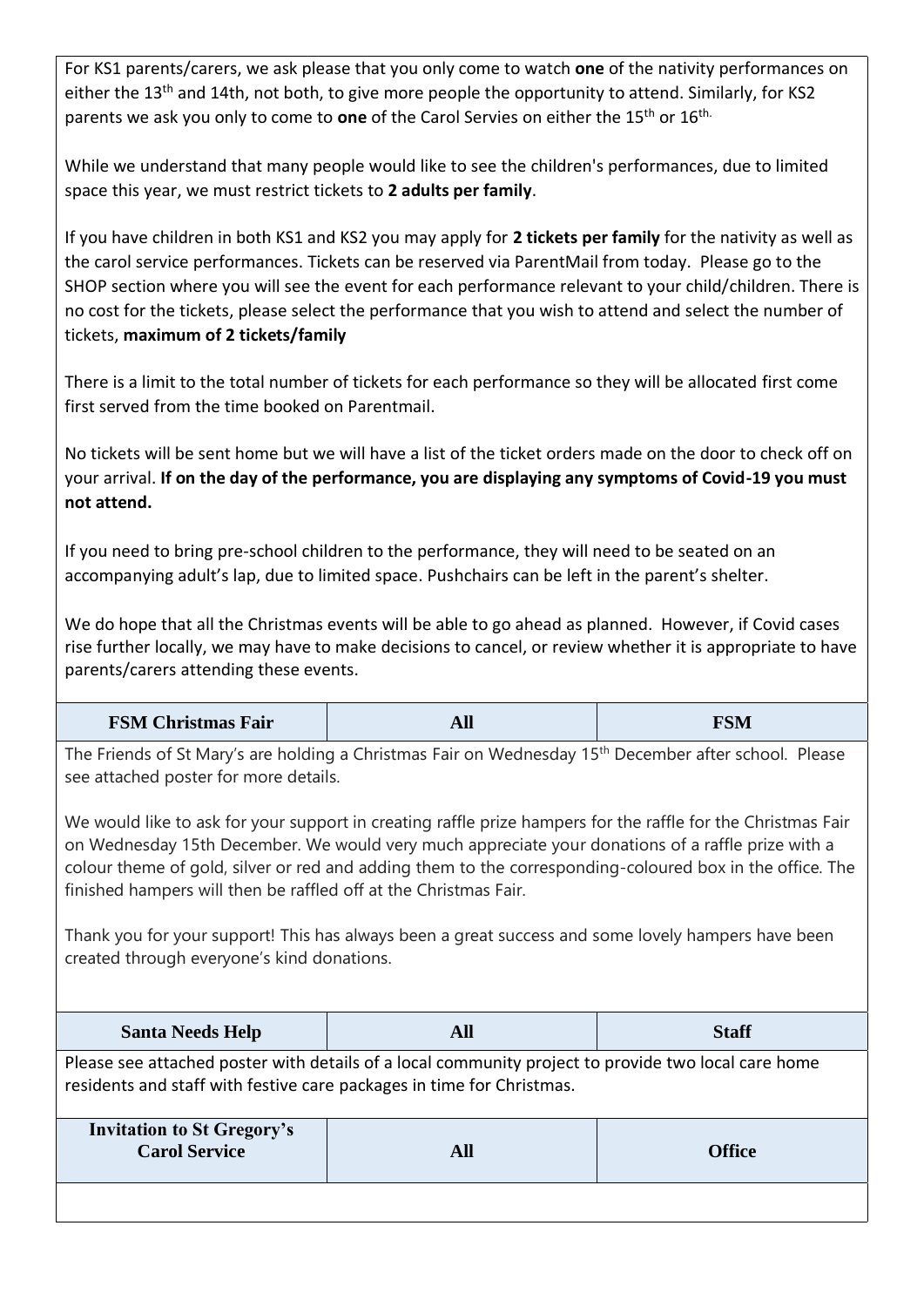For KS1 parents/carers, we ask please that you only come to watch **one** of the nativity performances on either the 13th and 14th, not both, to give more people the opportunity to attend. Similarly, for KS2 parents we ask you only to come to **one** of the Carol Servies on either the 15th or 16th.

While we understand that many people would like to see the children's performances, due to limited space this year, we must restrict tickets to **2 adults per family**.

If you have children in both KS1 and KS2 you may apply for **2 tickets per family** for the nativity as well as the carol service performances. Tickets can be reserved via ParentMail from today. Please go to the SHOP section where you will see the event for each performance relevant to your child/children. There is no cost for the tickets, please select the performance that you wish to attend and select the number of tickets, **maximum of 2 tickets/family**

There is a limit to the total number of tickets for each performance so they will be allocated first come first served from the time booked on Parentmail.

No tickets will be sent home but we will have a list of the ticket orders made on the door to check off on your arrival. **If on the day of the performance, you are displaying any symptoms of Covid-19 you must not attend.**

If you need to bring pre-school children to the performance, they will need to be seated on an accompanying adult's lap, due to limited space. Pushchairs can be left in the parent's shelter.

We do hope that all the Christmas events will be able to go ahead as planned. However, if Covid cases rise further locally, we may have to make decisions to cancel, or review whether it is appropriate to have parents/carers attending these events.

| FSM Christmas Fair | All | FSM |
|---|---|---|

The Friends of St Mary's are holding a Christmas Fair on Wednesday 15th December after school. Please see attached poster for more details.

We would like to ask for your support in creating raffle prize hampers for the raffle for the Christmas Fair on Wednesday 15th December. We would very much appreciate your donations of a raffle prize with a colour theme of gold, silver or red and adding them to the corresponding-coloured box in the office. The finished hampers will then be raffled off at the Christmas Fair.

Thank you for your support! This has always been a great success and some lovely hampers have been created through everyone's kind donations.

| Santa Needs Help | All | Staff |
|---|---|---|

Please see attached poster with details of a local community project to provide two local care home residents and staff with festive care packages in time for Christmas.

| Invitation to St Gregory's Carol Service | All | Office |
|---|---|---|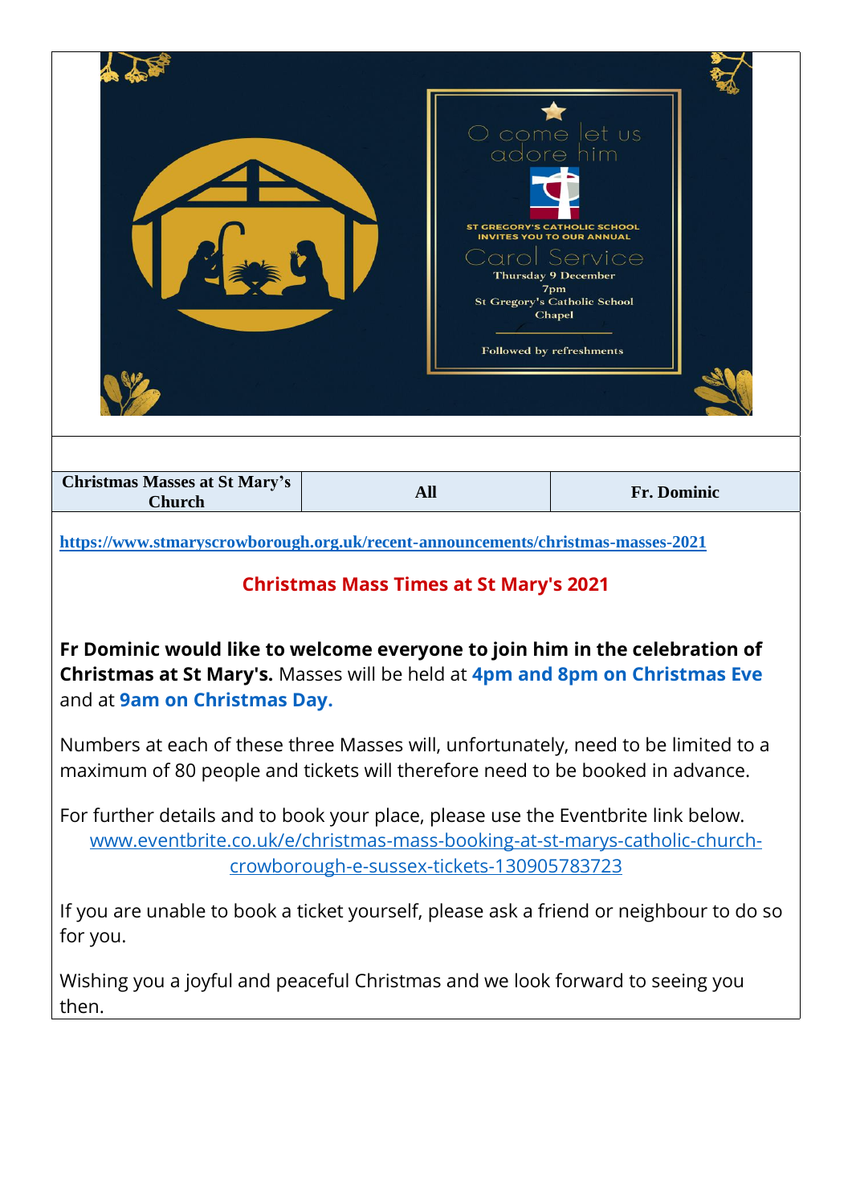O come let us adore him

ST GREGORY'S CATHOLIC SCHOOL INVITES YOU TO OUR ANNUAL

Carol Service

Thursday 9 December

7pm

St Gregory's Catholic School Chapel

Followed by refreshments

| Christmas Masses at St Mary's Church | All | Fr. Dominic |
|---|---|---|

https://www.stmaryscrowborough.org.uk/recent-announcements/christmas-masses-2021

## Christmas Mass Times at St Mary's 2021

**Fr Dominic would like to welcome everyone to join him in the celebration of Christmas at St Mary's.** Masses will be held at **4pm and 8pm on Christmas Eve** and at **9am on Christmas Day.**

Numbers at each of these three Masses will, unfortunately, need to be limited to a maximum of 80 people and tickets will therefore need to be booked in advance.

For further details and to book your place, please use the Eventbrite link below.
www.eventbrite.co.uk/e/christmas-mass-booking-at-st-marys-catholic-church-crowborough-e-sussex-tickets-130905783723

If you are unable to book a ticket yourself, please ask a friend or neighbour to do so for you.

Wishing you a joyful and peaceful Christmas and we look forward to seeing you then.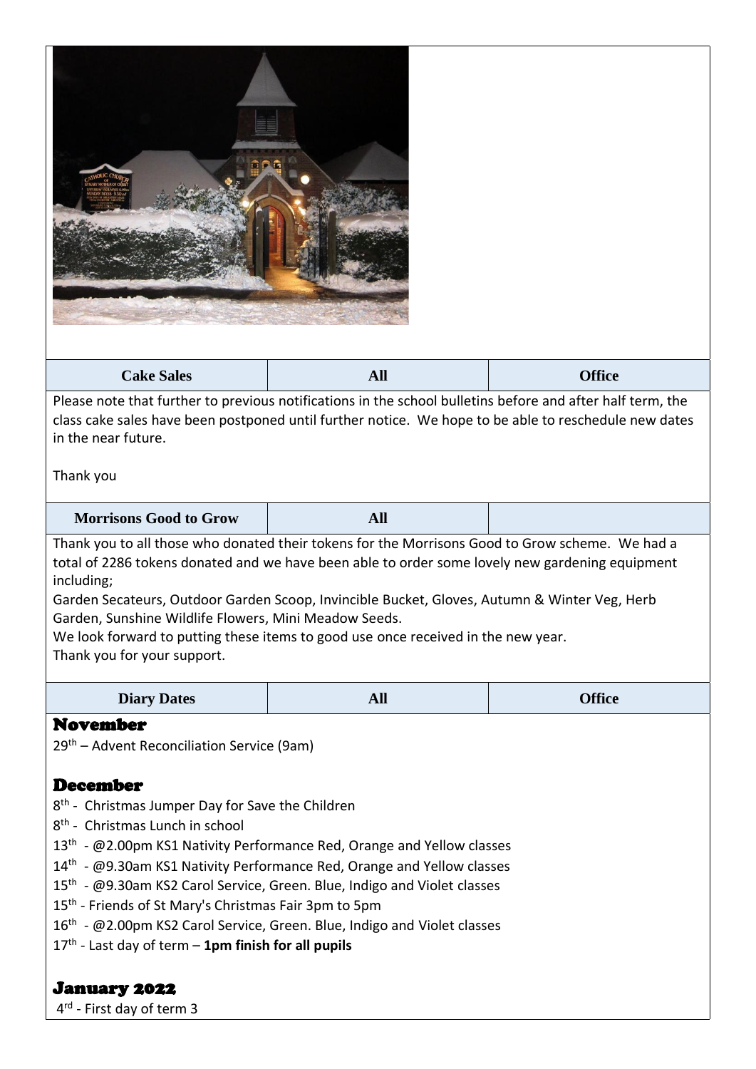| Cake Sales | All | Office |
|---|---|---|

Please note that further to previous notifications in the school bulletins before and after half term, the class cake sales have been postponed until further notice. We hope to be able to reschedule new dates in the near future.

Thank you

| Morrisons Good to Grow | All | |
|---|---|---|

Thank you to all those who donated their tokens for the Morrisons Good to Grow scheme. We had a total of 2286 tokens donated and we have been able to order some lovely new gardening equipment including;

Garden Secateurs, Outdoor Garden Scoop, Invincible Bucket, Gloves, Autumn & Winter Veg, Herb Garden, Sunshine Wildlife Flowers, Mini Meadow Seeds.

We look forward to putting these items to good use once received in the new year.

Thank you for your support.

| Diary Dates | All | Office |
|---|---|---|

## November

29th – Advent Reconciliation Service (9am)

## December

8th - Christmas Jumper Day for Save the Children

8th - Christmas Lunch in school

13th - @2.00pm KS1 Nativity Performance Red, Orange and Yellow classes

14th - @9.30am KS1 Nativity Performance Red, Orange and Yellow classes

15th - @9.30am KS2 Carol Service, Green. Blue, Indigo and Violet classes

15th - Friends of St Mary's Christmas Fair 3pm to 5pm

16th - @2.00pm KS2 Carol Service, Green. Blue, Indigo and Violet classes

17th - Last day of term – **1pm finish for all pupils**

## January 2022

4th - First day of term 3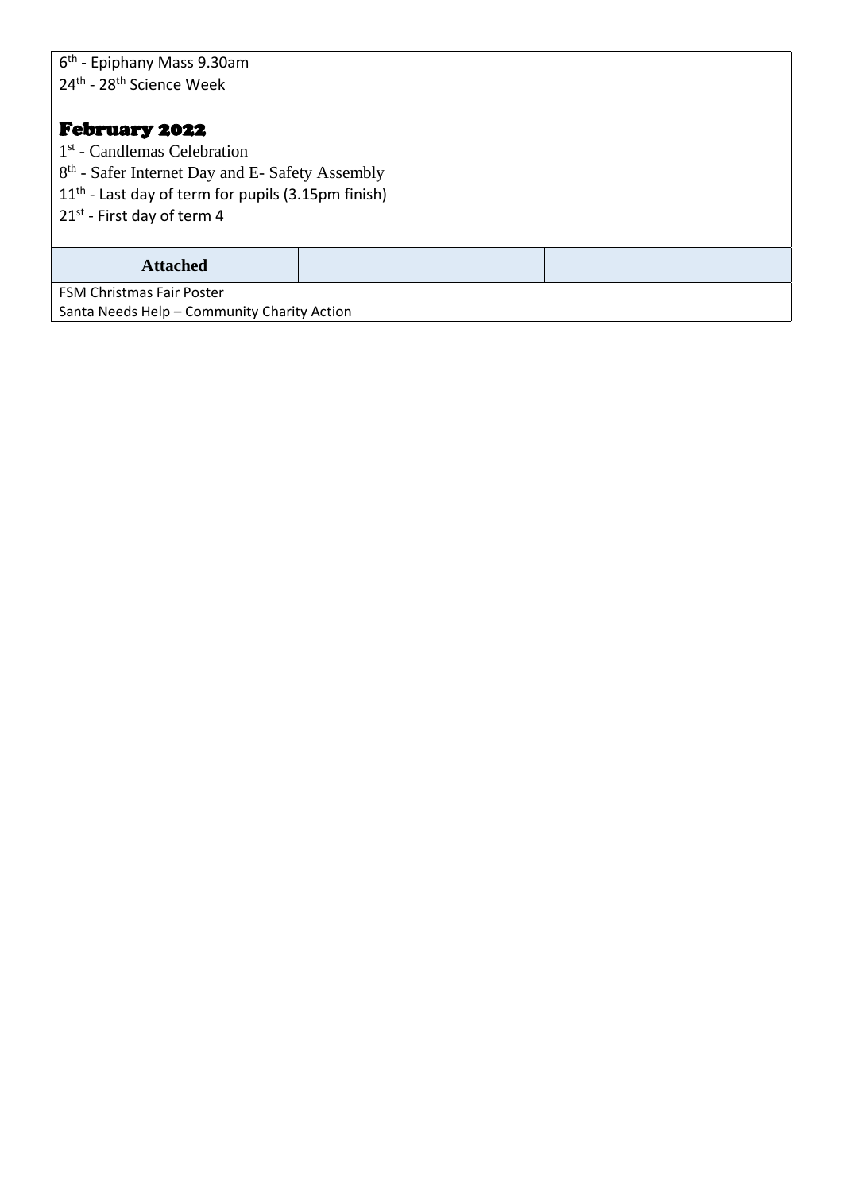6th - Epiphany Mass 9.30am
24th - 28th Science Week

## February 2022

1st - Candlemas Celebration
8th - Safer Internet Day and E- Safety Assembly
11th - Last day of term for pupils (3.15pm finish)
21st - First day of term 4

| **Attached** | | |
|---|---|---|

FSM Christmas Fair Poster
Santa Needs Help – Community Charity Action